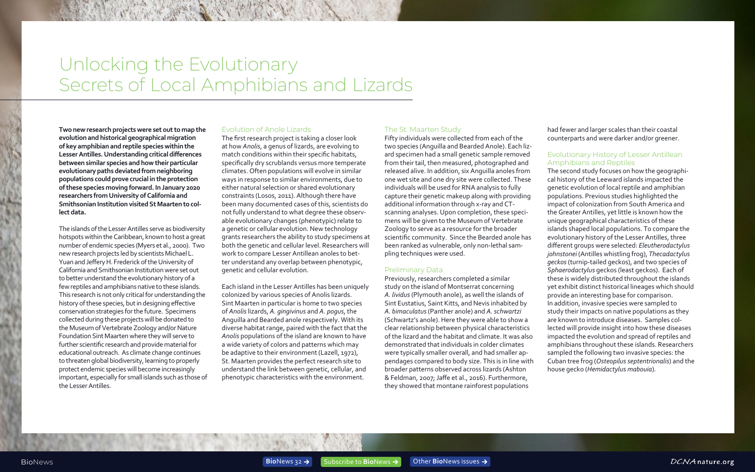# Unlocking the Evolutionary Secrets of Local Amphibians and Lizards

**Two new research projects were set out to map the evolution and historical geographical migration of key amphibian and reptile species within the Lesser Antilles. Understanding critical differences between similar species and how their particular evolutionary paths deviated from neighboring populations could prove crucial in the protection of these species moving forward. In January 2020 researchers from University of California and Smithsonian Institution visited St Maarten to collect data.**

The islands of the Lesser Antilles serve as biodiversity hotspots within the Caribbean, known to host a great number of endemic species (Myers et al., 2000). Two new research projects led by scientists Michael L. Yuan and Jeffery H. Frederick of the University of California and Smithsonian Institution were set out to better understand the evolutionary history of a few reptiles and amphibians native to these islands. This research is not only critical for understanding the history of these species, but in designing effective conservation strategies for the future. Specimens collected during these projects will be donated to the Museum of Vertebrate Zoology and/or Nature Foundation Sint Maarten where they will serve to further scientific research and provide material for educational outreach. As climate change continues to threaten global biodiversity, learning to properly protect endemic species will become increasingly important, especially for small islands such as those of the Lesser Antilles.

## Evolution of Anole Lizards

The first research project is taking a closer look at how *Anolis*, a genus of lizards, are evolving to match conditions within their specific habitats, specifically dry scrublands versus more temperate climates. Often populations will evolve in similar ways in response to similar environments, due to either natural selection or shared evolutionary constraints (Losos, 2011). Although there have been many documented cases of this, scientists do not fully understand to what degree these observable evolutionary changes (phenotypic) relate to a genetic or cellular evolution. New technology grants researchers the ability to study specimens at both the genetic and cellular level. Researchers will work to compare Lesser Antillean anoles to better understand any overlap between phenotypic, genetic and cellular evolution.

Each island in the Lesser Antilles has been uniquely colonized by various species of Anolis lizards. Sint Maarten in particular is home to two species of *Anolis* lizards, *A. gingivinus* and *A. pogus*, the Anguilla and Bearded anole respectively. With its diverse habitat range, paired with the fact that the *Anolis* populations of the island are known to have a wide variety of colors and patterns which may be adaptive to their environment (Lazell, 1972), St. Maarten provides the perfect research site to understand the link between genetic, cellular, and phenotypic characteristics with the environment.

## The St. Maarten Study

Fifty individuals were collected from each of the two species (Anguilla and Bearded Anole). Each lizard specimen had a small genetic sample removed from their tail, then measured, photographed and released alive. In addition, six Anguilla anoles from one wet site and one dry site were collected. These individuals will be used for RNA analysis to fully capture their genetic makeup along with providing additional information through x-ray and CT-scanning analyses. Upon completion, these specimens will be given to the Museum of Vertebrate Zoology to serve as a resource for the broader scientific community. Since the Bearded anole has been ranked as vulnerable, only non-lethal sampling techniques were used.

## Preliminary Data

Previously, researchers completed a similar study on the island of Montserrat concerning *A. lividus* (Plymouth anole), as well the islands of Sint Eustatius, Saint Kitts, and Nevis inhabited by *A. bimaculatus* (Panther anole) and *A. schwartzi* (Schwartz's anole). Here they were able to show a clear relationship between physical characteristics of the lizard and the habitat and climate. It was also demonstrated that individuals in colder climates were typically smaller overall, and had smaller appendages compared to body size. This is in line with broader patterns observed across lizards (Ashton & Feldman, 2007; Jaffe et al., 2016). Furthermore, they showed that montane rainforest populations had fewer and larger scales than their coastal counterparts and were darker and/or greener.

## Evolutionary History of Lesser Antillean Amphibians and Reptiles

The second study focuses on how the geographical history of the Leeward islands impacted the genetic evolution of local reptile and amphibian populations. Previous studies highlighted the impact of colonization from South America and the Greater Antilles, yet little is known how the unique geographical characteristics of these islands shaped local populations. To compare the evolutionary history of the Lesser Antilles, three different groups were selected: *Eleutherodactylus johnstonei* (Antilles whistling frog), *Thecadactylus geckos* (turnip-tailed geckos), and two species of *Sphaerodactylus* geckos (least geckos). Each of these is widely distributed throughout the islands yet exhibit distinct historical lineages which should provide an interesting base for comparison. In addition, invasive species were sampled to study their impacts on native populations as they are known to introduce diseases. Samples collected will provide insight into how these diseases impacted the evolution and spread of reptiles and amphibians throughout these islands. Researchers sampled the following two invasive species: the Cuban tree frog (*Osteopilus septentrionalis*) and the house gecko (*Hemidactylus mabouia*).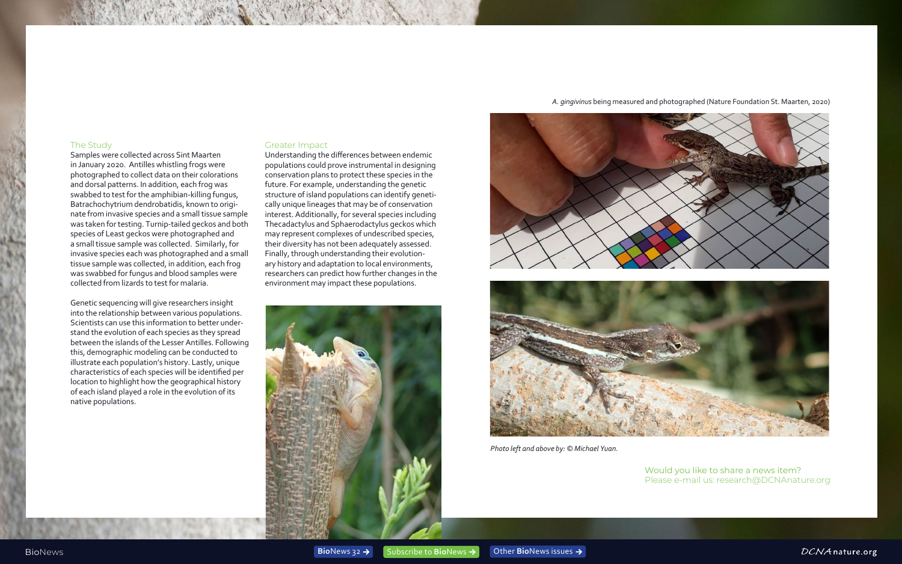## The Study

Samples were collected across Sint Maarten in January 2020. Antilles whistling frogs were photographed to collect data on their colorations and dorsal patterns. In addition, each frog was swabbed to test for the amphibian-killing fungus, Batrachochytrium dendrobatidis, known to originate from invasive species and a small tissue sample was taken for testing. Turnip-tailed geckos and both species of Least geckos were photographed and a small tissue sample was collected. Similarly, for invasive species each was photographed and a small tissue sample was collected, in addition, each frog was swabbed for fungus and blood samples were collected from lizards to test for malaria.

Genetic sequencing will give researchers insight into the relationship between various populations. Scientists can use this information to better understand the evolution of each species as they spread between the islands of the Lesser Antilles. Following this, demographic modeling can be conducted to illustrate each population's history. Lastly, unique characteristics of each species will be identified per location to highlight how the geographical history of each island played a role in the evolution of its native populations.

## Greater Impact

Understanding the differences between endemic populations could prove instrumental in designing conservation plans to protect these species in the future. For example, understanding the genetic structure of island populations can identify genetically unique lineages that may be of conservation interest. Additionally, for several species including Thecadactylus and Sphaerodactylus geckos which may represent complexes of undescribed species, their diversity has not been adequately assessed. Finally, through understanding their evolutionary history and adaptation to local environments, researchers can predict how further changes in the environment may impact these populations.

*A. gingivinus* being measured and photographed (Nature Foundation St. Maarten, 2020)

*Photo left and above by: © Michael Yuan.*

Would you like to share a news item?
Please e-mail us: research@DCNAnature.org